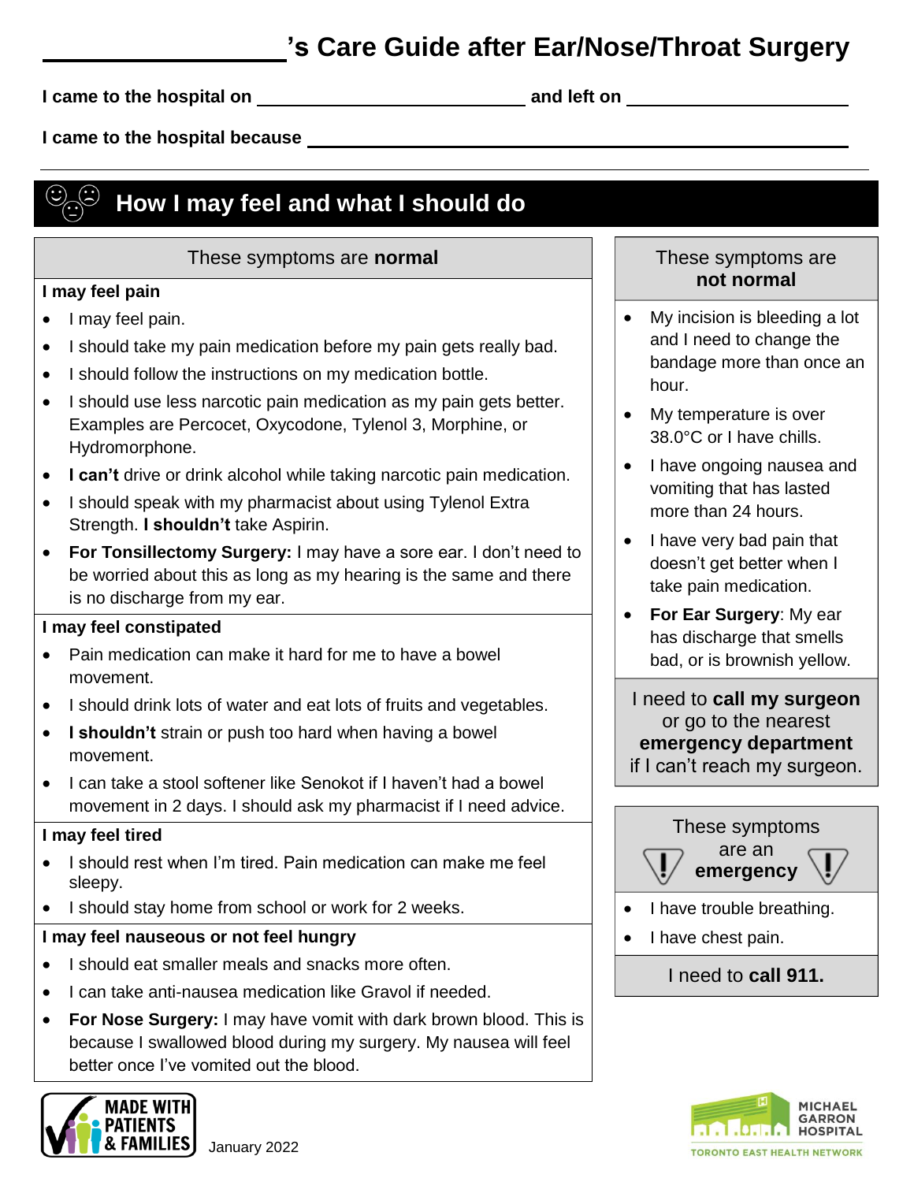# ________________’s Care Guide after Ear/Nose/Throat Surgery

**I came to the hospital on** ______________________ **and left on** ______________________

**I came to the hospital because** ________________________________________________

## How I may feel and what I should do

### These symptoms are **normal**

**I may feel pain**

- I may feel pain.
- I should take my pain medication before my pain gets really bad.
- I should follow the instructions on my medication bottle.
- I should use less narcotic pain medication as my pain gets better. Examples are Percocet, Oxycodone, Tylenol 3, Morphine, or Hydromorphone.
- **I can’t** drive or drink alcohol while taking narcotic pain medication.
- I should speak with my pharmacist about using Tylenol Extra Strength. **I shouldn’t** take Aspirin.
- **For Tonsillectomy Surgery:** I may have a sore ear. I don’t need to be worried about this as long as my hearing is the same and there is no discharge from my ear.

**I may feel constipated**

- Pain medication can make it hard for me to have a bowel movement.
- I should drink lots of water and eat lots of fruits and vegetables.
- **I shouldn’t** strain or push too hard when having a bowel movement.
- I can take a stool softener like Senokot if I haven’t had a bowel movement in 2 days. I should ask my pharmacist if I need advice.

**I may feel tired**

- I should rest when I’m tired. Pain medication can make me feel sleepy.
- I should stay home from school or work for 2 weeks.

**I may feel nauseous or not feel hungry**

- I should eat smaller meals and snacks more often.
- I can take anti-nausea medication like Gravol if needed.
- **For Nose Surgery:** I may have vomit with dark brown blood. This is because I swallowed blood during my surgery. My nausea will feel better once I’ve vomited out the blood.

### These symptoms are **not normal**

- My incision is bleeding a lot and I need to change the bandage more than once an hour.
- My temperature is over 38.0°C or I have chills.
- I have ongoing nausea and vomiting that has lasted more than 24 hours.
- I have very bad pain that doesn’t get better when I take pain medication.
- **For Ear Surgery**: My ear has discharge that smells bad, or is brownish yellow.

I need to **call my surgeon** or go to the nearest **emergency department** if I can’t reach my surgeon.

### These symptoms are an **emergency**

- I have trouble breathing.
- I have chest pain.

I need to **call 911.**

MADE WITH PATIENTS & FAMILIES

January 2022

MICHAEL GARRON HOSPITAL
TORONTO EAST HEALTH NETWORK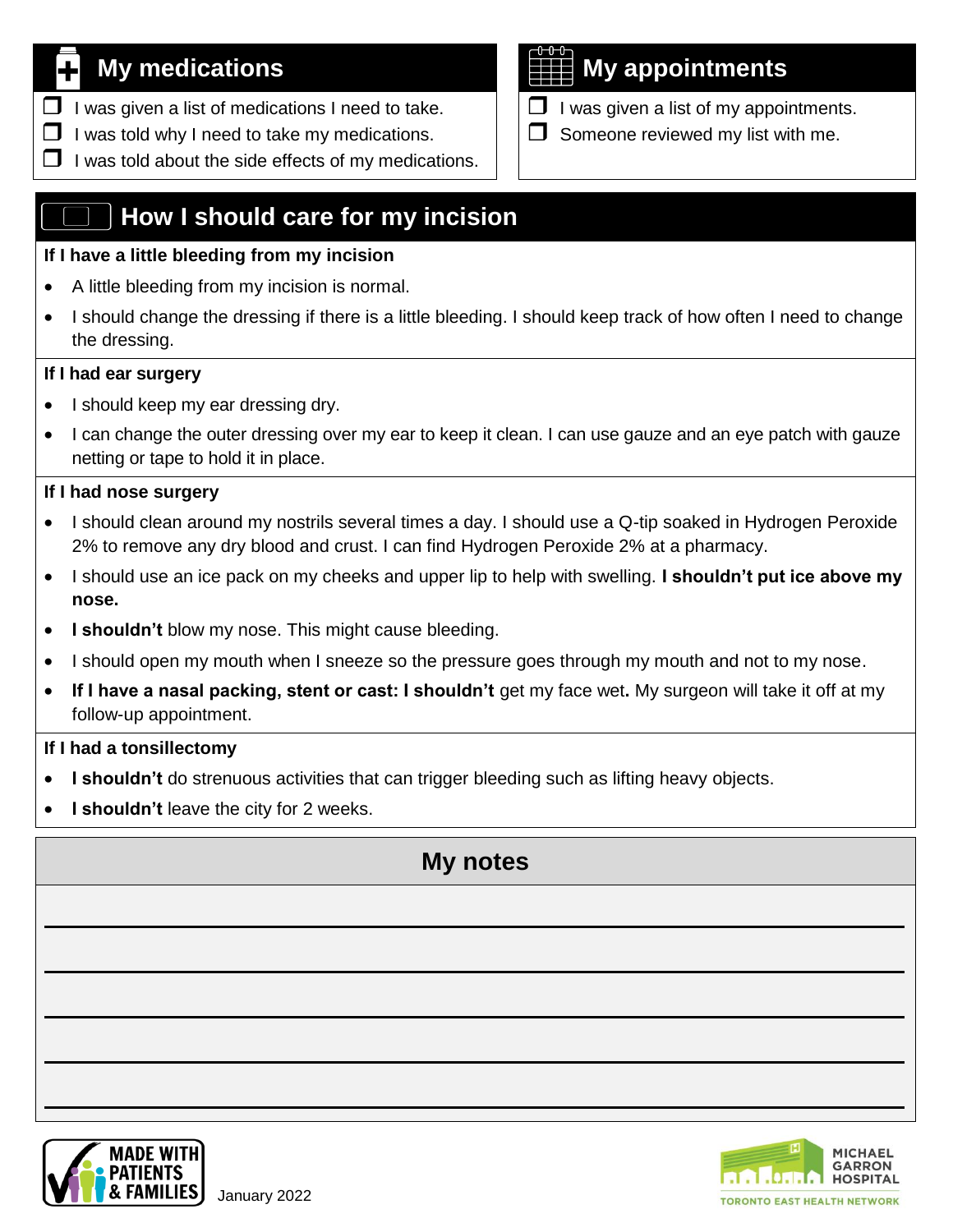## My medications

- ❐ I was given a list of medications I need to take.
- ❐ I was told why I need to take my medications.
- ❐ I was told about the side effects of my medications.

## My appointments

- ❐ I was given a list of my appointments.
- ❐ Someone reviewed my list with me.

## How I should care for my incision

### If I have a little bleeding from my incision

- A little bleeding from my incision is normal.
- I should change the dressing if there is a little bleeding. I should keep track of how often I need to change the dressing.

### If I had ear surgery

- I should keep my ear dressing dry.
- I can change the outer dressing over my ear to keep it clean. I can use gauze and an eye patch with gauze netting or tape to hold it in place.

### If I had nose surgery

- I should clean around my nostrils several times a day. I should use a Q-tip soaked in Hydrogen Peroxide 2% to remove any dry blood and crust. I can find Hydrogen Peroxide 2% at a pharmacy.
- I should use an ice pack on my cheeks and upper lip to help with swelling. **I shouldn't put ice above my nose.**
- **I shouldn't** blow my nose. This might cause bleeding.
- I should open my mouth when I sneeze so the pressure goes through my mouth and not to my nose.
- **If I have a nasal packing, stent or cast: I shouldn't** get my face wet**.** My surgeon will take it off at my follow-up appointment.

### If I had a tonsillectomy

- **I shouldn't** do strenuous activities that can trigger bleeding such as lifting heavy objects.
- **I shouldn't** leave the city for 2 weeks.

## My notes

______________________________

______________________________

______________________________

______________________________

______________________________

MADE WITH PATIENTS & FAMILIES

January 2022

MICHAEL GARRON HOSPITAL
TORONTO EAST HEALTH NETWORK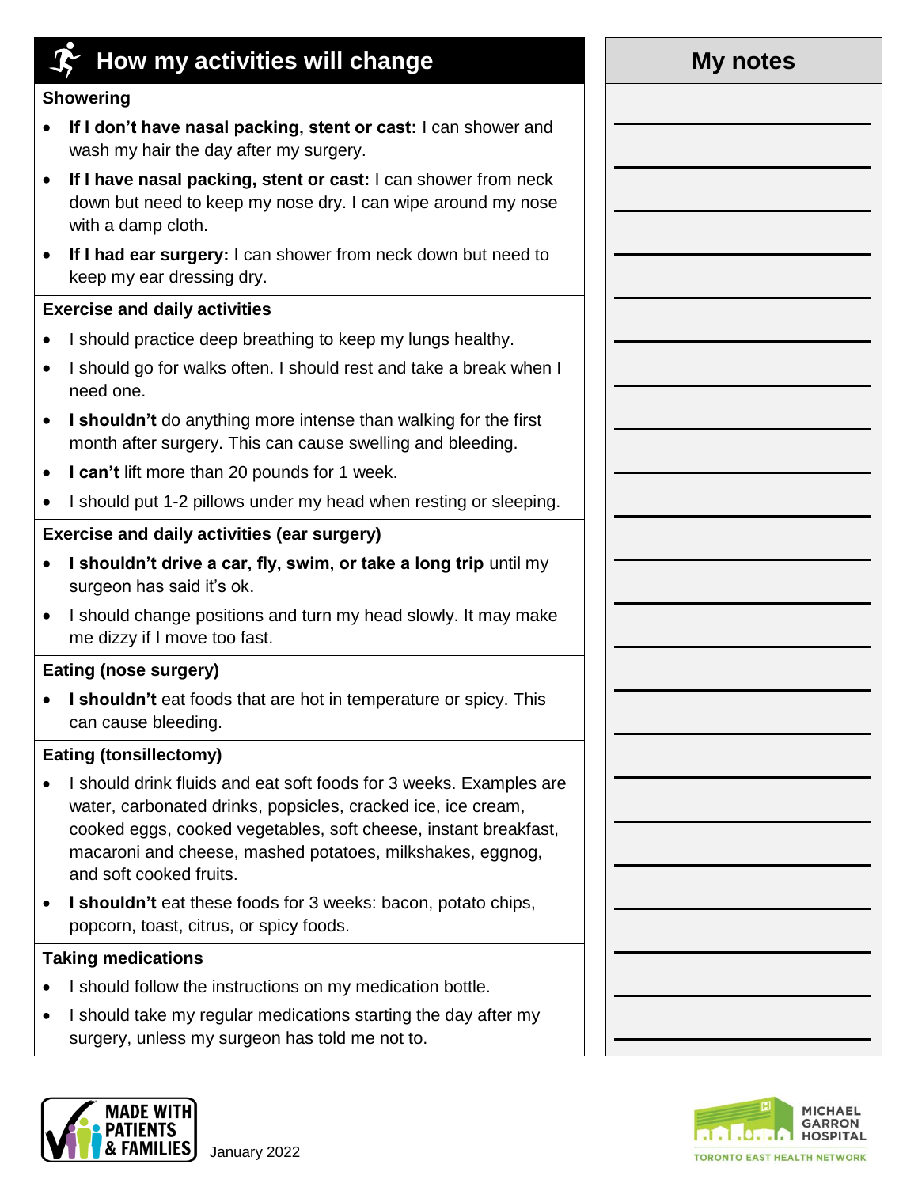## How my activities will change

### Showering

- **If I don't have nasal packing, stent or cast:** I can shower and wash my hair the day after my surgery.
- **If I have nasal packing, stent or cast:** I can shower from neck down but need to keep my nose dry. I can wipe around my nose with a damp cloth.
- **If I had ear surgery:** I can shower from neck down but need to keep my ear dressing dry.

### Exercise and daily activities

- I should practice deep breathing to keep my lungs healthy.
- I should go for walks often. I should rest and take a break when I need one.
- **I shouldn't** do anything more intense than walking for the first month after surgery. This can cause swelling and bleeding.
- **I can't** lift more than 20 pounds for 1 week.
- I should put 1-2 pillows under my head when resting or sleeping.

### Exercise and daily activities (ear surgery)

- **I shouldn't drive a car, fly, swim, or take a long trip** until my surgeon has said it's ok.
- I should change positions and turn my head slowly. It may make me dizzy if I move too fast.

### Eating (nose surgery)

- **I shouldn't** eat foods that are hot in temperature or spicy. This can cause bleeding.

### Eating (tonsillectomy)

- I should drink fluids and eat soft foods for 3 weeks. Examples are water, carbonated drinks, popsicles, cracked ice, ice cream, cooked eggs, cooked vegetables, soft cheese, instant breakfast, macaroni and cheese, mashed potatoes, milkshakes, eggnog, and soft cooked fruits.
- **I shouldn't** eat these foods for 3 weeks: bacon, potato chips, popcorn, toast, citrus, or spicy foods.

### Taking medications

- I should follow the instructions on my medication bottle.
- I should take my regular medications starting the day after my surgery, unless my surgeon has told me not to.

## My notes

_______________________

_______________________

_______________________

_______________________

_______________________

_______________________

_______________________

_______________________

_______________________

_______________________

_______________________

_______________________

_______________________

_______________________

_______________________

_______________________

_______________________

_______________________

_______________________

_______________________

_______________________

_______________________

MADE WITH PATIENTS & FAMILIES

January 2022

MICHAEL GARRON HOSPITAL

TORONTO EAST HEALTH NETWORK